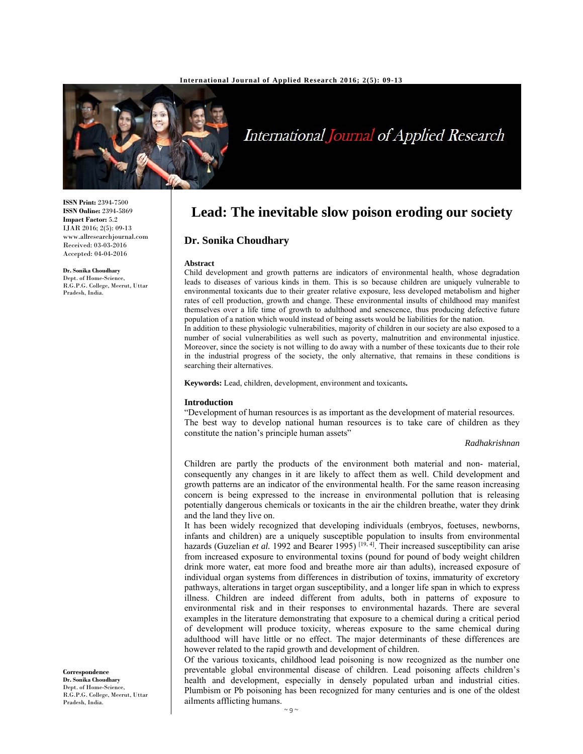# Lead: The inevitable slow poison eroding our society

**Dr. Sonika Choudhary**

ISSN Print: 2394-7500
ISSN Online: 2394-5869
Impact Factor: 5.2
IJAR 2016; 2(5): 09-13
www.allresearchjournal.com
Received: 03-03-2016
Accepted: 04-04-2016

**Dr. Sonika Choudhary**
Dept. of Home-Science, R.G.P.G. College, Meerut, Uttar Pradesh, India.

**Correspondence**
**Dr. Sonika Choudhary**
Dept. of Home-Science, R.G.P.G. College, Meerut, Uttar Pradesh, India.

### Abstract

Child development and growth patterns are indicators of environmental health, whose degradation leads to diseases of various kinds in them. This is so because children are uniquely vulnerable to environmental toxicants due to their greater relative exposure, less developed metabolism and higher rates of cell production, growth and change. These environmental insults of childhood may manifest themselves over a life time of growth to adulthood and senescence, thus producing defective future population of a nation which would instead of being assets would be liabilities for the nation.

In addition to these physiologic vulnerabilities, majority of children in our society are also exposed to a number of social vulnerabilities as well such as poverty, malnutrition and environmental injustice. Moreover, since the society is not willing to do away with a number of these toxicants due to their role in the industrial progress of the society, the only alternative, that remains in these conditions is searching their alternatives.

**Keywords:** Lead, children, development, environment and toxicants**.**

### Introduction

"Development of human resources is as important as the development of material resources. The best way to develop national human resources is to take care of children as they constitute the nation's principle human assets"

*Radhakrishnan*

Children are partly the products of the environment both material and non- material, consequently any changes in it are likely to affect them as well. Child development and growth patterns are an indicator of the environmental health. For the same reason increasing concern is being expressed to the increase in environmental pollution that is releasing potentially dangerous chemicals or toxicants in the air the children breathe, water they drink and the land they live on.

It has been widely recognized that developing individuals (embryos, foetuses, newborns, infants and children) are a uniquely susceptible population to insults from environmental hazards (Guzelian *et al.* 1992 and Bearer 1995) [19, 4]. Their increased susceptibility can arise from increased exposure to environmental toxins (pound for pound of body weight children drink more water, eat more food and breathe more air than adults), increased exposure of individual organ systems from differences in distribution of toxins, immaturity of excretory pathways, alterations in target organ susceptibility, and a longer life span in which to express illness. Children are indeed different from adults, both in patterns of exposure to environmental risk and in their responses to environmental hazards. There are several examples in the literature demonstrating that exposure to a chemical during a critical period of development will produce toxicity, whereas exposure to the same chemical during adulthood will have little or no effect. The major determinants of these differences are however related to the rapid growth and development of children.

Of the various toxicants, childhood lead poisoning is now recognized as the number one preventable global environmental disease of children. Lead poisoning affects children's health and development, especially in densely populated urban and industrial cities. Plumbism or Pb poisoning has been recognized for many centuries and is one of the oldest ailments afflicting humans.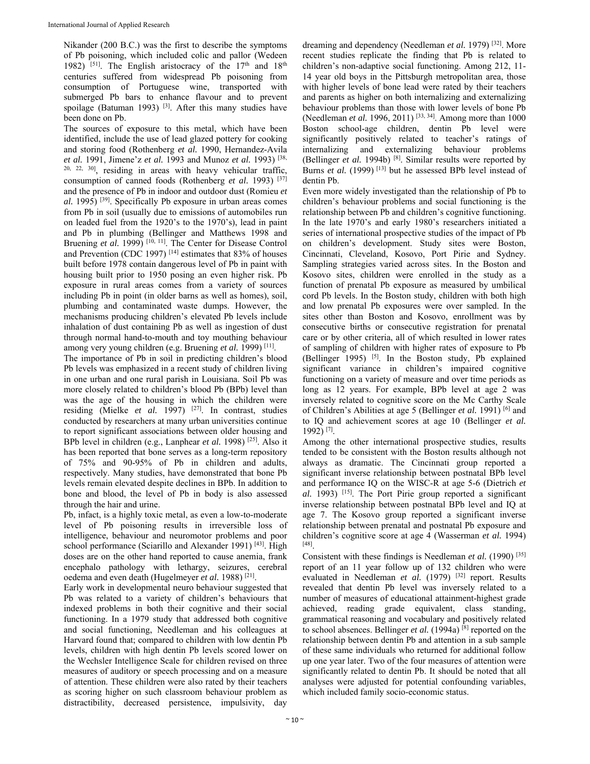Nikander (200 B.C.) was the first to describe the symptoms of Pb poisoning, which included colic and pallor (Wedeen 1982) [51]. The English aristocracy of the 17th and 18th centuries suffered from widespread Pb poisoning from consumption of Portuguese wine, transported with submerged Pb bars to enhance flavour and to prevent spoilage (Batuman 1993) [3]. After this many studies have been done on Pb.

The sources of exposure to this metal, which have been identified, include the use of lead glazed pottery for cooking and storing food (Rothenberg *et al.* 1990, Hernandez-Avila *et al.* 1991, Jimene'z *et al.* 1993 and Munoz *et al.* 1993) [38, 20, 22, 30], residing in areas with heavy vehicular traffic, consumption of canned foods (Rothenberg *et al.* 1993) [37] and the presence of Pb in indoor and outdoor dust (Romieu *et al.* 1995) [39]. Specifically Pb exposure in urban areas comes from Pb in soil (usually due to emissions of automobiles run on leaded fuel from the 1920's to the 1970's), lead in paint and Pb in plumbing (Bellinger and Matthews 1998 and Bruening *et al.* 1999) [10, 11]. The Center for Disease Control and Prevention (CDC 1997) [14] estimates that 83% of houses built before 1978 contain dangerous level of Pb in paint with housing built prior to 1950 posing an even higher risk. Pb exposure in rural areas comes from a variety of sources including Pb in point (in older barns as well as homes), soil, plumbing and contaminated waste dumps. However, the mechanisms producing children's elevated Pb levels include inhalation of dust containing Pb as well as ingestion of dust through normal hand-to-mouth and toy mouthing behaviour among very young children (e.g. Bruening *et al.* 1999) [11].

The importance of Pb in soil in predicting children's blood Pb levels was emphasized in a recent study of children living in one urban and one rural parish in Louisiana. Soil Pb was more closely related to children's blood Pb (BPb) level than was the age of the housing in which the children were residing (Mielke *et al.* 1997) [27]. In contrast, studies conducted by researchers at many urban universities continue to report significant associations between older housing and BPb level in children (e.g., Lanphear *et al.* 1998) [25]. Also it has been reported that bone serves as a long-term repository of 75% and 90-95% of Pb in children and adults, respectively. Many studies, have demonstrated that bone Pb levels remain elevated despite declines in BPb. In addition to bone and blood, the level of Pb in body is also assessed through the hair and urine.

Pb, infact, is a highly toxic metal, as even a low-to-moderate level of Pb poisoning results in irreversible loss of intelligence, behaviour and neuromotor problems and poor school performance (Sciarillo and Alexander 1991) [43]. High doses are on the other hand reported to cause anemia, frank encephalo pathology with lethargy, seizures, cerebral oedema and even death (Hugelmeyer *et al.* 1988) [21].

Early work in developmental neuro behaviour suggested that Pb was related to a variety of children's behaviours that indexed problems in both their cognitive and their social functioning. In a 1979 study that addressed both cognitive and social functioning, Needleman and his colleagues at Harvard found that; compared to children with low dentin Pb levels, children with high dentin Pb levels scored lower on the Wechsler Intelligence Scale for children revised on three measures of auditory or speech processing and on a measure of attention. These children were also rated by their teachers as scoring higher on such classroom behaviour problem as distractibility, decreased persistence, impulsivity, day dreaming and dependency (Needleman *et al.* 1979) [32]. More recent studies replicate the finding that Pb is related to children's non-adaptive social functioning. Among 212, 11-14 year old boys in the Pittsburgh metropolitan area, those with higher levels of bone lead were rated by their teachers and parents as higher on both internalizing and externalizing behaviour problems than those with lower levels of bone Pb (Needleman *et al.* 1996, 2011) [33, 34]. Among more than 1000 Boston school-age children, dentin Pb level were significantly positively related to teacher's ratings of internalizing and externalizing behaviour problems (Bellinger *et al.* 1994b) [8]. Similar results were reported by Burns *et al.* (1999) [13] but he assessed BPb level instead of dentin Pb.

Even more widely investigated than the relationship of Pb to children's behaviour problems and social functioning is the relationship between Pb and children's cognitive functioning. In the late 1970's and early 1980's researchers initiated a series of international prospective studies of the impact of Pb on children's development. Study sites were Boston, Cincinnati, Cleveland, Kosovo, Port Pirie and Sydney. Sampling strategies varied across sites. In the Boston and Kosovo sites, children were enrolled in the study as a function of prenatal Pb exposure as measured by umbilical cord Pb levels. In the Boston study, children with both high and low prenatal Pb exposures were over sampled. In the sites other than Boston and Kosovo, enrollment was by consecutive births or consecutive registration for prenatal care or by other criteria, all of which resulted in lower rates of sampling of children with higher rates of exposure to Pb (Bellinger 1995) [5]. In the Boston study, Pb explained significant variance in children's impaired cognitive functioning on a variety of measure and over time periods as long as 12 years. For example, BPb level at age 2 was inversely related to cognitive score on the Mc Carthy Scale of Children's Abilities at age 5 (Bellinger *et al.* 1991) [6] and to IQ and achievement scores at age 10 (Bellinger *et al.* 1992) [7].

Among the other international prospective studies, results tended to be consistent with the Boston results although not always as dramatic. The Cincinnati group reported a significant inverse relationship between postnatal BPb level and performance IQ on the WISC-R at age 5-6 (Dietrich *et al.* 1993) [15]. The Port Pirie group reported a significant inverse relationship between postnatal BPb level and IQ at age 7. The Kosovo group reported a significant inverse relationship between prenatal and postnatal Pb exposure and children's cognitive score at age 4 (Wasserman *et al.* 1994) [48].

Consistent with these findings is Needleman *et al.* (1990) [35] report of an 11 year follow up of 132 children who were evaluated in Needleman *et al.* (1979) [32] report. Results revealed that dentin Pb level was inversely related to a number of measures of educational attainment-highest grade achieved, reading grade equivalent, class standing, grammatical reasoning and vocabulary and positively related to school absences. Bellinger *et al.* (1994a) [8] reported on the relationship between dentin Pb and attention in a sub sample of these same individuals who returned for additional follow up one year later. Two of the four measures of attention were significantly related to dentin Pb. It should be noted that all analyses were adjusted for potential confounding variables, which included family socio-economic status.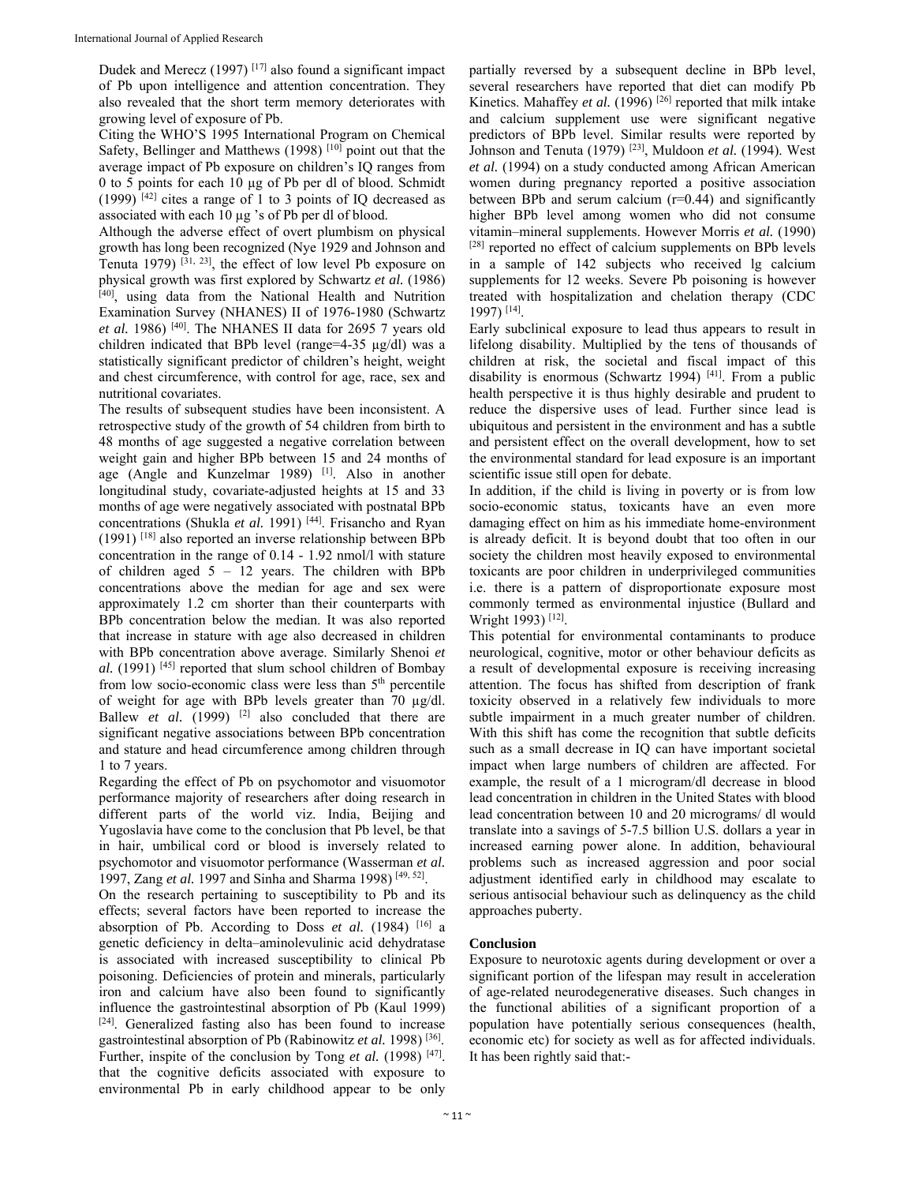Dudek and Merecz (1997) [17] also found a significant impact of Pb upon intelligence and attention concentration. They also revealed that the short term memory deteriorates with growing level of exposure of Pb.

Citing the WHO'S 1995 International Program on Chemical Safety, Bellinger and Matthews (1998) [10] point out that the average impact of Pb exposure on children's IQ ranges from 0 to 5 points for each 10 µg of Pb per dl of blood. Schmidt (1999) [42] cites a range of 1 to 3 points of IQ decreased as associated with each 10 µg 's of Pb per dl of blood.

Although the adverse effect of overt plumbism on physical growth has long been recognized (Nye 1929 and Johnson and Tenuta 1979) [31, 23], the effect of low level Pb exposure on physical growth was first explored by Schwartz *et al.* (1986) [40], using data from the National Health and Nutrition Examination Survey (NHANES) II of 1976-1980 (Schwartz *et al.* 1986) [40]. The NHANES II data for 2695 7 years old children indicated that BPb level (range=4-35 µg/dl) was a statistically significant predictor of children's height, weight and chest circumference, with control for age, race, sex and nutritional covariates.

The results of subsequent studies have been inconsistent. A retrospective study of the growth of 54 children from birth to 48 months of age suggested a negative correlation between weight gain and higher BPb between 15 and 24 months of age (Angle and Kunzelmar 1989) [1]. Also in another longitudinal study, covariate-adjusted heights at 15 and 33 months of age were negatively associated with postnatal BPb concentrations (Shukla *et al.* 1991) [44]. Frisancho and Ryan (1991) [18] also reported an inverse relationship between BPb concentration in the range of 0.14 - 1.92 nmol/l with stature of children aged 5 – 12 years. The children with BPb concentrations above the median for age and sex were approximately 1.2 cm shorter than their counterparts with BPb concentration below the median. It was also reported that increase in stature with age also decreased in children with BPb concentration above average. Similarly Shenoi *et al.* (1991) [45] reported that slum school children of Bombay from low socio-economic class were less than 5th percentile of weight for age with BPb levels greater than 70 µg/dl. Ballew *et al.* (1999) [2] also concluded that there are significant negative associations between BPb concentration and stature and head circumference among children through 1 to 7 years.

Regarding the effect of Pb on psychomotor and visuomotor performance majority of researchers after doing research in different parts of the world viz. India, Beijing and Yugoslavia have come to the conclusion that Pb level, be that in hair, umbilical cord or blood is inversely related to psychomotor and visuomotor performance (Wasserman *et al.* 1997, Zang *et al.* 1997 and Sinha and Sharma 1998) [49, 52].

On the research pertaining to susceptibility to Pb and its effects; several factors have been reported to increase the absorption of Pb. According to Doss *et al.* (1984) [16] a genetic deficiency in delta–aminolevulinic acid dehydratase is associated with increased susceptibility to clinical Pb poisoning. Deficiencies of protein and minerals, particularly iron and calcium have also been found to significantly influence the gastrointestinal absorption of Pb (Kaul 1999) [24]. Generalized fasting also has been found to increase gastrointestinal absorption of Pb (Rabinowitz *et al.* 1998) [36]. Further, inspite of the conclusion by Tong *et al.* (1998) [47]. that the cognitive deficits associated with exposure to environmental Pb in early childhood appear to be only partially reversed by a subsequent decline in BPb level, several researchers have reported that diet can modify Pb Kinetics. Mahaffey *et al.* (1996) [26] reported that milk intake and calcium supplement use were significant negative predictors of BPb level. Similar results were reported by Johnson and Tenuta (1979) [23], Muldoon *et al.* (1994). West *et al.* (1994) on a study conducted among African American women during pregnancy reported a positive association between BPb and serum calcium (r=0.44) and significantly higher BPb level among women who did not consume vitamin–mineral supplements. However Morris *et al.* (1990) [28] reported no effect of calcium supplements on BPb levels in a sample of 142 subjects who received lg calcium supplements for 12 weeks. Severe Pb poisoning is however treated with hospitalization and chelation therapy (CDC 1997) [14].

Early subclinical exposure to lead thus appears to result in lifelong disability. Multiplied by the tens of thousands of children at risk, the societal and fiscal impact of this disability is enormous (Schwartz 1994) [41]. From a public health perspective it is thus highly desirable and prudent to reduce the dispersive uses of lead. Further since lead is ubiquitous and persistent in the environment and has a subtle and persistent effect on the overall development, how to set the environmental standard for lead exposure is an important scientific issue still open for debate.

In addition, if the child is living in poverty or is from low socio-economic status, toxicants have an even more damaging effect on him as his immediate home-environment is already deficit. It is beyond doubt that too often in our society the children most heavily exposed to environmental toxicants are poor children in underprivileged communities i.e. there is a pattern of disproportionate exposure most commonly termed as environmental injustice (Bullard and Wright 1993) [12].

This potential for environmental contaminants to produce neurological, cognitive, motor or other behaviour deficits as a result of developmental exposure is receiving increasing attention. The focus has shifted from description of frank toxicity observed in a relatively few individuals to more subtle impairment in a much greater number of children. With this shift has come the recognition that subtle deficits such as a small decrease in IQ can have important societal impact when large numbers of children are affected. For example, the result of a 1 microgram/dl decrease in blood lead concentration in children in the United States with blood lead concentration between 10 and 20 micrograms/ dl would translate into a savings of 5-7.5 billion U.S. dollars a year in increased earning power alone. In addition, behavioural problems such as increased aggression and poor social adjustment identified early in childhood may escalate to serious antisocial behaviour such as delinquency as the child approaches puberty.

## Conclusion

Exposure to neurotoxic agents during development or over a significant portion of the lifespan may result in acceleration of age-related neurodegenerative diseases. Such changes in the functional abilities of a significant proportion of a population have potentially serious consequences (health, economic etc) for society as well as for affected individuals. It has been rightly said that:-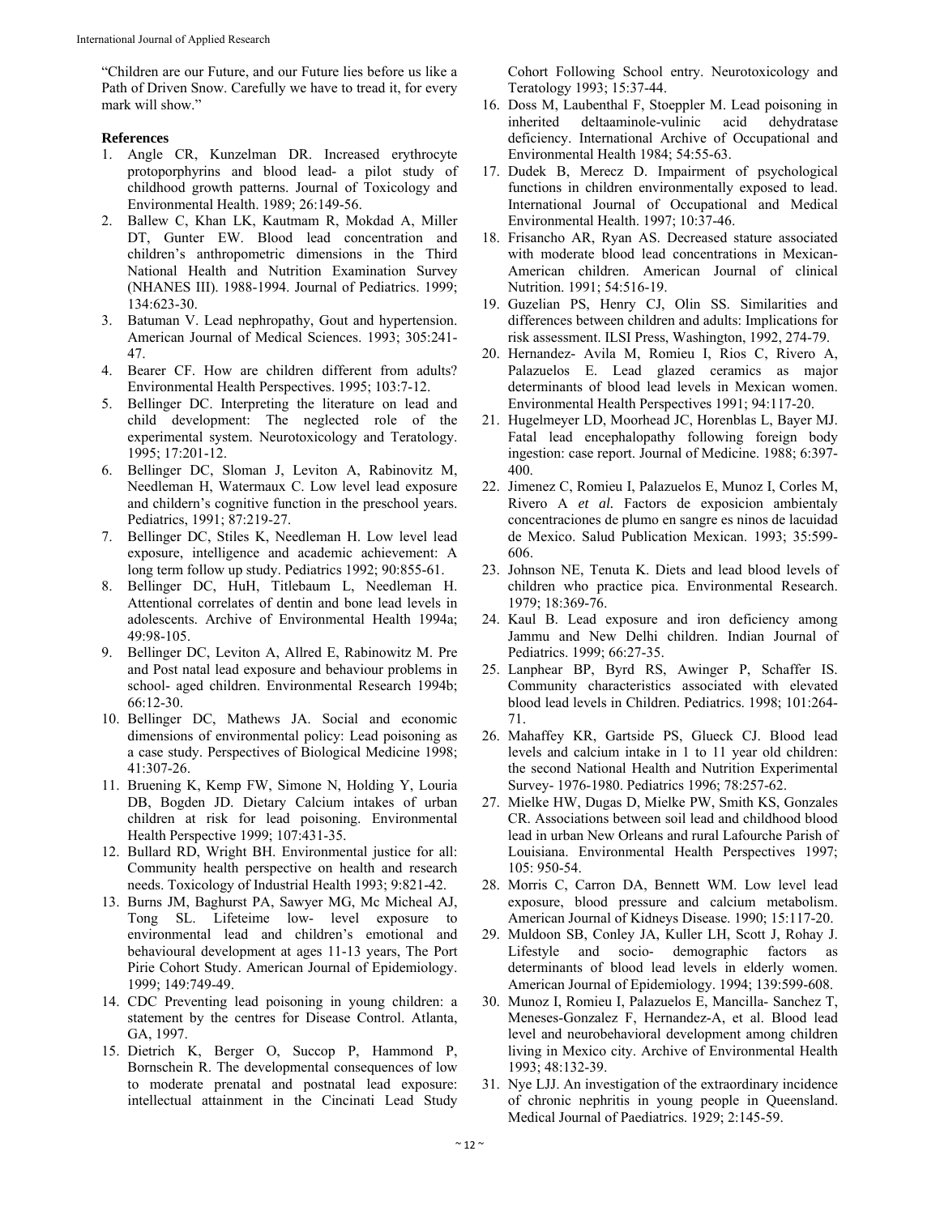"Children are our Future, and our Future lies before us like a Path of Driven Snow. Carefully we have to tread it, for every mark will show."

**References**

1. Angle CR, Kunzelman DR. Increased erythrocyte protoporphyrins and blood lead- a pilot study of childhood growth patterns. Journal of Toxicology and Environmental Health. 1989; 26:149-56.
2. Ballew C, Khan LK, Kautmam R, Mokdad A, Miller DT, Gunter EW. Blood lead concentration and children's anthropometric dimensions in the Third National Health and Nutrition Examination Survey (NHANES III). 1988-1994. Journal of Pediatrics. 1999; 134:623-30.
3. Batuman V. Lead nephropathy, Gout and hypertension. American Journal of Medical Sciences. 1993; 305:241-47.
4. Bearer CF. How are children different from adults? Environmental Health Perspectives. 1995; 103:7-12.
5. Bellinger DC. Interpreting the literature on lead and child development: The neglected role of the experimental system. Neurotoxicology and Teratology. 1995; 17:201-12.
6. Bellinger DC, Sloman J, Leviton A, Rabinovitz M, Needleman H, Watermaux C. Low level lead exposure and childern's cognitive function in the preschool years. Pediatrics, 1991; 87:219-27.
7. Bellinger DC, Stiles K, Needleman H. Low level lead exposure, intelligence and academic achievement: A long term follow up study. Pediatrics 1992; 90:855-61.
8. Bellinger DC, HuH, Titlebaum L, Needleman H. Attentional correlates of dentin and bone lead levels in adolescents. Archive of Environmental Health 1994a; 49:98-105.
9. Bellinger DC, Leviton A, Allred E, Rabinowitz M. Pre and Post natal lead exposure and behaviour problems in school- aged children. Environmental Research 1994b; 66:12-30.
10. Bellinger DC, Mathews JA. Social and economic dimensions of environmental policy: Lead poisoning as a case study. Perspectives of Biological Medicine 1998; 41:307-26.
11. Bruening K, Kemp FW, Simone N, Holding Y, Louria DB, Bogden JD. Dietary Calcium intakes of urban children at risk for lead poisoning. Environmental Health Perspective 1999; 107:431-35.
12. Bullard RD, Wright BH. Environmental justice for all: Community health perspective on health and research needs. Toxicology of Industrial Health 1993; 9:821-42.
13. Burns JM, Baghurst PA, Sawyer MG, Mc Micheal AJ, Tong SL. Lifeteime low- level exposure to environmental lead and children's emotional and behavioural development at ages 11-13 years, The Port Pirie Cohort Study. American Journal of Epidemiology. 1999; 149:749-49.
14. CDC Preventing lead poisoning in young children: a statement by the centres for Disease Control. Atlanta, GA, 1997.
15. Dietrich K, Berger O, Succop P, Hammond P, Bornschein R. The developmental consequences of low to moderate prenatal and postnatal lead exposure: intellectual attainment in the Cincinati Lead Study Cohort Following School entry. Neurotoxicology and Teratology 1993; 15:37-44.
16. Doss M, Laubenthal F, Stoeppler M. Lead poisoning in inherited deltaaminole-vulinic acid dehydratase deficiency. International Archive of Occupational and Environmental Health 1984; 54:55-63.
17. Dudek B, Merecz D. Impairment of psychological functions in children environmentally exposed to lead. International Journal of Occupational and Medical Environmental Health. 1997; 10:37-46.
18. Frisancho AR, Ryan AS. Decreased stature associated with moderate blood lead concentrations in Mexican-American children. American Journal of clinical Nutrition. 1991; 54:516-19.
19. Guzelian PS, Henry CJ, Olin SS. Similarities and differences between children and adults: Implications for risk assessment. ILSI Press, Washington, 1992, 274-79.
20. Hernandez- Avila M, Romieu I, Rios C, Rivero A, Palazuelos E. Lead glazed ceramics as major determinants of blood lead levels in Mexican women. Environmental Health Perspectives 1991; 94:117-20.
21. Hugelmeyer LD, Moorhead JC, Horenblas L, Bayer MJ. Fatal lead encephalopathy following foreign body ingestion: case report. Journal of Medicine. 1988; 6:397-400.
22. Jimenez C, Romieu I, Palazuelos E, Munoz I, Corles M, Rivero A *et al.* Factors de exposicion ambientaly concentraciones de plumo en sangre es ninos de lacuidad de Mexico. Salud Publication Mexican. 1993; 35:599-606.
23. Johnson NE, Tenuta K. Diets and lead blood levels of children who practice pica. Environmental Research. 1979; 18:369-76.
24. Kaul B. Lead exposure and iron deficiency among Jammu and New Delhi children. Indian Journal of Pediatrics. 1999; 66:27-35.
25. Lanphear BP, Byrd RS, Awinger P, Schaffer IS. Community characteristics associated with elevated blood lead levels in Children. Pediatrics. 1998; 101:264-71.
26. Mahaffey KR, Gartside PS, Glueck CJ. Blood lead levels and calcium intake in 1 to 11 year old children: the second National Health and Nutrition Experimental Survey- 1976-1980. Pediatrics 1996; 78:257-62.
27. Mielke HW, Dugas D, Mielke PW, Smith KS, Gonzales CR. Associations between soil lead and childhood blood lead in urban New Orleans and rural Lafourche Parish of Louisiana. Environmental Health Perspectives 1997; 105: 950-54.
28. Morris C, Carron DA, Bennett WM. Low level lead exposure, blood pressure and calcium metabolism. American Journal of Kidneys Disease. 1990; 15:117-20.
29. Muldoon SB, Conley JA, Kuller LH, Scott J, Rohay J. Lifestyle and socio- demographic factors as determinants of blood lead levels in elderly women. American Journal of Epidemiology. 1994; 139:599-608.
30. Munoz I, Romieu I, Palazuelos E, Mancilla- Sanchez T, Meneses-Gonzalez F, Hernandez-A, et al. Blood lead level and neurobehavioral development among children living in Mexico city. Archive of Environmental Health 1993; 48:132-39.
31. Nye LJJ. An investigation of the extraordinary incidence of chronic nephritis in young people in Queensland. Medical Journal of Paediatrics. 1929; 2:145-59.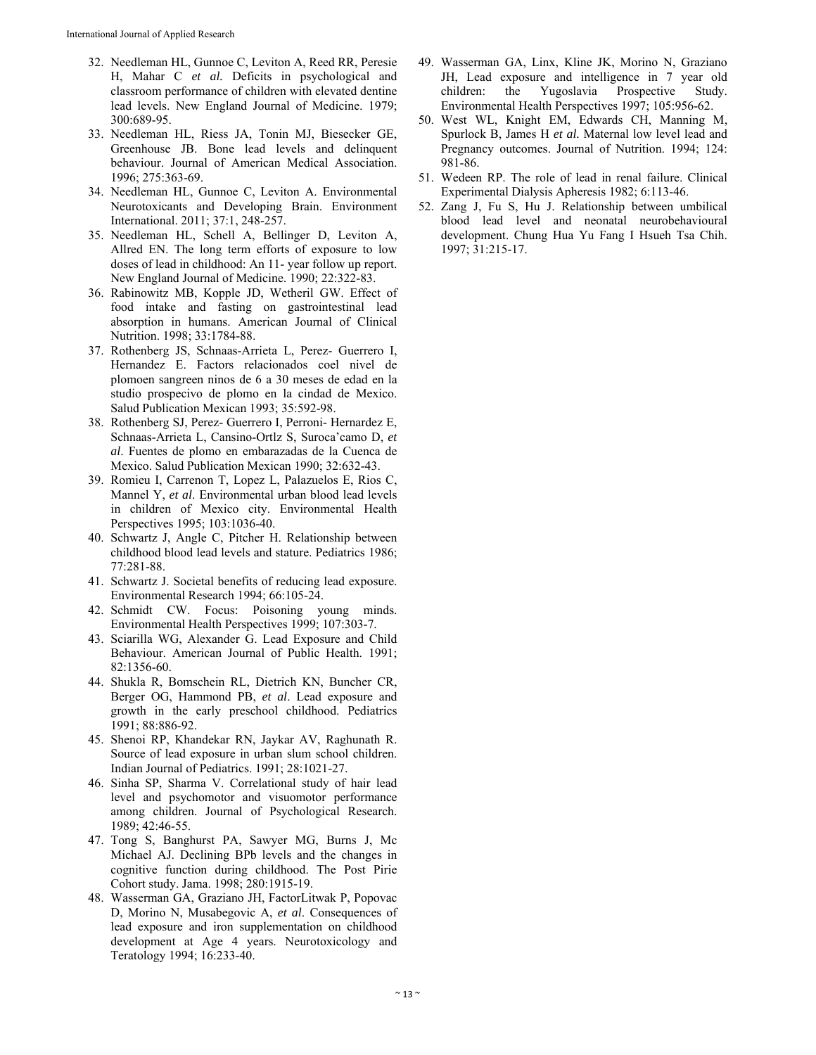32. Needleman HL, Gunnoe C, Leviton A, Reed RR, Peresie H, Mahar C *et al.* Deficits in psychological and classroom performance of children with elevated dentine lead levels. New England Journal of Medicine. 1979; 300:689-95.
33. Needleman HL, Riess JA, Tonin MJ, Biesecker GE, Greenhouse JB. Bone lead levels and delinquent behaviour. Journal of American Medical Association. 1996; 275:363-69.
34. Needleman HL, Gunnoe C, Leviton A. Environmental Neurotoxicants and Developing Brain. Environment International. 2011; 37:1, 248-257.
35. Needleman HL, Schell A, Bellinger D, Leviton A, Allred EN. The long term efforts of exposure to low doses of lead in childhood: An 11- year follow up report. New England Journal of Medicine. 1990; 22:322-83.
36. Rabinowitz MB, Kopple JD, Wetheril GW. Effect of food intake and fasting on gastrointestinal lead absorption in humans. American Journal of Clinical Nutrition. 1998; 33:1784-88.
37. Rothenberg JS, Schnaas-Arrieta L, Perez- Guerrero I, Hernandez E. Factors relacionados coel nivel de plomoen sangreen ninos de 6 a 30 meses de edad en la studio prospecivo de plomo en la cindad de Mexico. Salud Publication Mexican 1993; 35:592-98.
38. Rothenberg SJ, Perez- Guerrero I, Perroni- Hernardez E, Schnaas-Arrieta L, Cansino-Ortlz S, Suroca'camo D, *et al*. Fuentes de plomo en embarazadas de la Cuenca de Mexico. Salud Publication Mexican 1990; 32:632-43.
39. Romieu I, Carrenon T, Lopez L, Palazuelos E, Rios C, Mannel Y, *et al*. Environmental urban blood lead levels in children of Mexico city. Environmental Health Perspectives 1995; 103:1036-40.
40. Schwartz J, Angle C, Pitcher H. Relationship between childhood blood lead levels and stature. Pediatrics 1986; 77:281-88.
41. Schwartz J. Societal benefits of reducing lead exposure. Environmental Research 1994; 66:105-24.
42. Schmidt CW. Focus: Poisoning young minds. Environmental Health Perspectives 1999; 107:303-7.
43. Sciarilla WG, Alexander G. Lead Exposure and Child Behaviour. American Journal of Public Health. 1991; 82:1356-60.
44. Shukla R, Bomschein RL, Dietrich KN, Buncher CR, Berger OG, Hammond PB, *et al*. Lead exposure and growth in the early preschool childhood. Pediatrics 1991; 88:886-92.
45. Shenoi RP, Khandekar RN, Jaykar AV, Raghunath R. Source of lead exposure in urban slum school children. Indian Journal of Pediatrics. 1991; 28:1021-27.
46. Sinha SP, Sharma V. Correlational study of hair lead level and psychomotor and visuomotor performance among children. Journal of Psychological Research. 1989; 42:46-55.
47. Tong S, Banghurst PA, Sawyer MG, Burns J, Mc Michael AJ. Declining BPb levels and the changes in cognitive function during childhood. The Post Pirie Cohort study. Jama. 1998; 280:1915-19.
48. Wasserman GA, Graziano JH, FactorLitwak P, Popovac D, Morino N, Musabegovic A, *et al*. Consequences of lead exposure and iron supplementation on childhood development at Age 4 years. Neurotoxicology and Teratology 1994; 16:233-40.
49. Wasserman GA, Linx, Kline JK, Morino N, Graziano JH, Lead exposure and intelligence in 7 year old children: the Yugoslavia Prospective Study. Environmental Health Perspectives 1997; 105:956-62.
50. West WL, Knight EM, Edwards CH, Manning M, Spurlock B, James H *et al.* Maternal low level lead and Pregnancy outcomes. Journal of Nutrition. 1994; 124: 981-86.
51. Wedeen RP. The role of lead in renal failure. Clinical Experimental Dialysis Apheresis 1982; 6:113-46.
52. Zang J, Fu S, Hu J. Relationship between umbilical blood lead level and neonatal neurobehavioural development. Chung Hua Yu Fang I Hsueh Tsa Chih. 1997; 31:215-17.